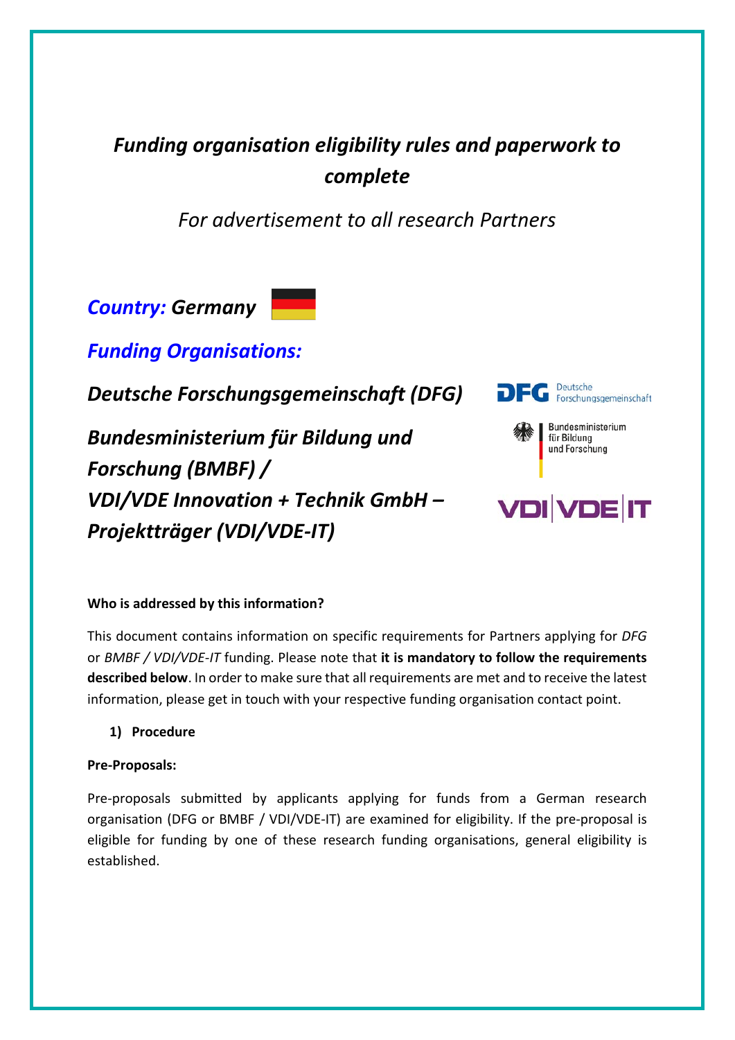# *Funding organisation eligibility rules and paperwork to complete*

*For advertisement to all research Partners*

## *Country: Germany*

## *Funding Organisations:*

### *Deutsche Forschungsgemeinschaft (DFG)*

### *Bundesministerium für Bildung und Forschung (BMBF) / VDI/VDE Innovation + Technik GmbH – Projektträger (VDI/VDE-IT)*

**Who is addressed by this information?**

This document contains information on specific requirements for Partners applying for *DFG* or *BMBF / VDI/VDE-IT* funding. Please note that **it is mandatory to follow the requirements described below**. In order to make sure that all requirements are met and to receive the latest information, please get in touch with your respective funding organisation contact point.

**1) Procedure**

**Pre-Proposals:**

Pre-proposals submitted by applicants applying for funds from a German research organisation (DFG or BMBF / VDI/VDE-IT) are examined for eligibility. If the pre-proposal is eligible for funding by one of these research funding organisations, general eligibility is established.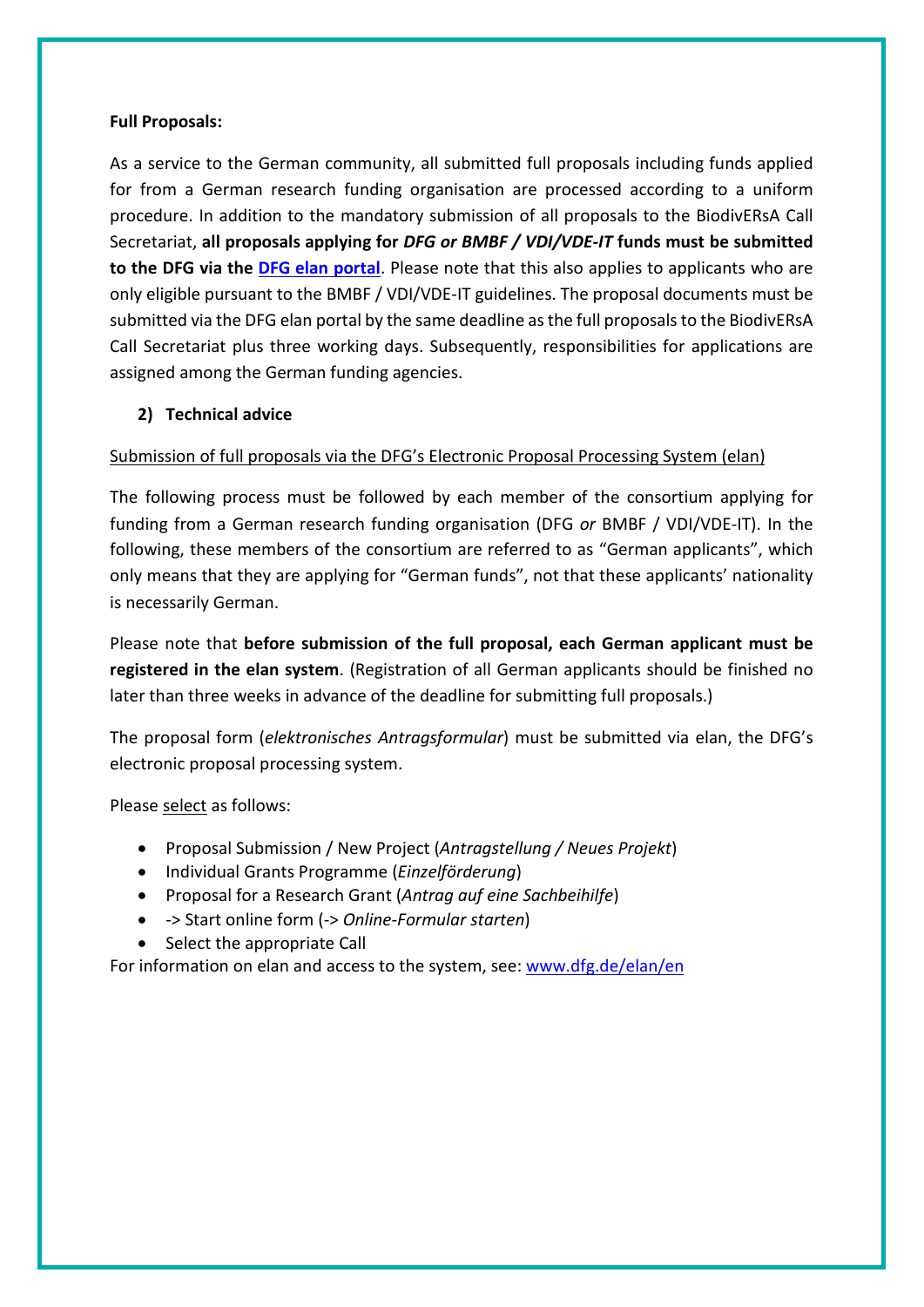**Full Proposals:**

As a service to the German community, all submitted full proposals including funds applied for from a German research funding organisation are processed according to a uniform procedure. In addition to the mandatory submission of all proposals to the BiodivERsA Call Secretariat, **all proposals applying for *DFG or BMBF / VDI/VDE-IT* funds must be submitted to the DFG via the [DFG elan portal](https://elan.dfg.de)**. Please note that this also applies to applicants who are only eligible pursuant to the BMBF / VDI/VDE-IT guidelines. The proposal documents must be submitted via the DFG elan portal by the same deadline as the full proposals to the BiodivERsA Call Secretariat plus three working days. Subsequently, responsibilities for applications are assigned among the German funding agencies.

## 2) Technical advice

Submission of full proposals via the DFG's Electronic Proposal Processing System (elan)

The following process must be followed by each member of the consortium applying for funding from a German research funding organisation (DFG *or* BMBF / VDI/VDE-IT). In the following, these members of the consortium are referred to as "German applicants", which only means that they are applying for "German funds", not that these applicants' nationality is necessarily German.

Please note that **before submission of the full proposal, each German applicant must be registered in the elan system**. (Registration of all German applicants should be finished no later than three weeks in advance of the deadline for submitting full proposals.)

The proposal form (*elektronisches Antragsformular*) must be submitted via elan, the DFG's electronic proposal processing system.

Please select as follows:

- Proposal Submission / New Project (*Antragstellung / Neues Projekt*)
- Individual Grants Programme (*Einzelförderung*)
- Proposal for a Research Grant (*Antrag auf eine Sachbeihilfe*)
- -> Start online form (-> *Online-Formular starten*)
- Select the appropriate Call

For information on elan and access to the system, see: [www.dfg.de/elan/en](http://www.dfg.de/elan/en)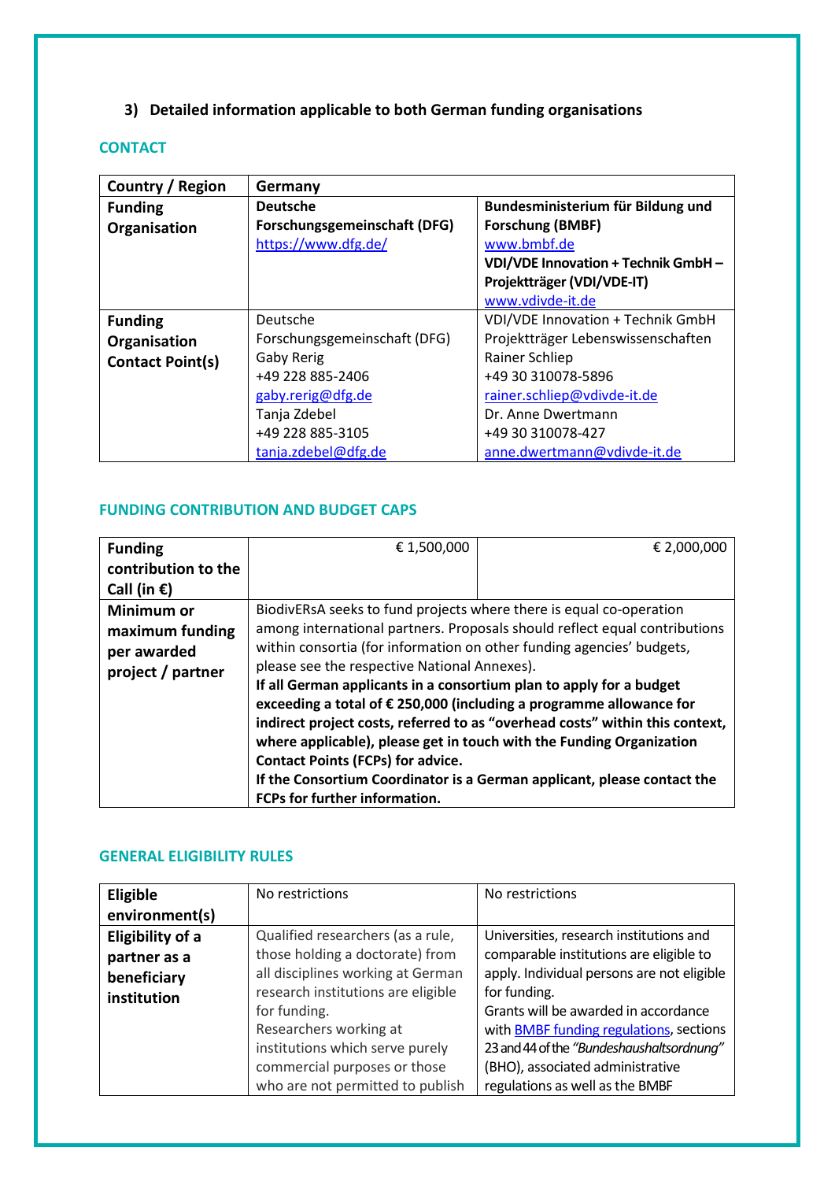### 3) Detailed information applicable to both German funding organisations

**CONTACT**

| **Country / Region** | **Germany** | |
|---|---|---|
| **Funding Organisation** | **Deutsche Forschungsgemeinschaft (DFG)**<br>https://www.dfg.de/ | **Bundesministerium für Bildung und Forschung (BMBF)**<br>www.bmbf.de<br>**VDI/VDE Innovation + Technik GmbH – Projektträger (VDI/VDE-IT)**<br>www.vdivde-it.de |
| **Funding Organisation Contact Point(s)** | Deutsche Forschungsgemeinschaft (DFG)<br>Gaby Rerig<br>+49 228 885-2406<br>gaby.rerig@dfg.de<br>Tanja Zdebel<br>+49 228 885-3105<br>tanja.zdebel@dfg.de | VDI/VDE Innovation + Technik GmbH<br>Projektträger Lebenswissenschaften<br>Rainer Schliep<br>+49 30 310078-5896<br>rainer.schliep@vdivde-it.de<br>Dr. Anne Dwertmann<br>+49 30 310078-427<br>anne.dwertmann@vdivde-it.de |

**FUNDING CONTRIBUTION AND BUDGET CAPS**

| **Funding contribution to the Call (in €)** | € 1,500,000 | € 2,000,000 |
|---|---|---|
| **Minimum or maximum funding per awarded project / partner** | BiodivERsA seeks to fund projects where there is equal co-operation among international partners. Proposals should reflect equal contributions within consortia (for information on other funding agencies' budgets, please see the respective National Annexes).<br>**If all German applicants in a consortium plan to apply for a budget exceeding a total of € 250,000 (including a programme allowance for indirect project costs, referred to as "overhead costs" within this context, where applicable), please get in touch with the Funding Organization Contact Points (FCPs) for advice.**<br>**If the Consortium Coordinator is a German applicant, please contact the FCPs for further information.** | |

**GENERAL ELIGIBILITY RULES**

| **Eligible environment(s)** | No restrictions | No restrictions |
|---|---|---|
| **Eligibility of a partner as a beneficiary institution** | Qualified researchers (as a rule, those holding a doctorate) from all disciplines working at German research institutions are eligible for funding.<br>Researchers working at institutions which serve purely commercial purposes or those who are not permitted to publish | Universities, research institutions and comparable institutions are eligible to apply. Individual persons are not eligible for funding.<br>Grants will be awarded in accordance with BMBF funding regulations, sections 23 and 44 of the *"Bundeshaushaltsordnung"* (BHO), associated administrative regulations as well as the BMBF |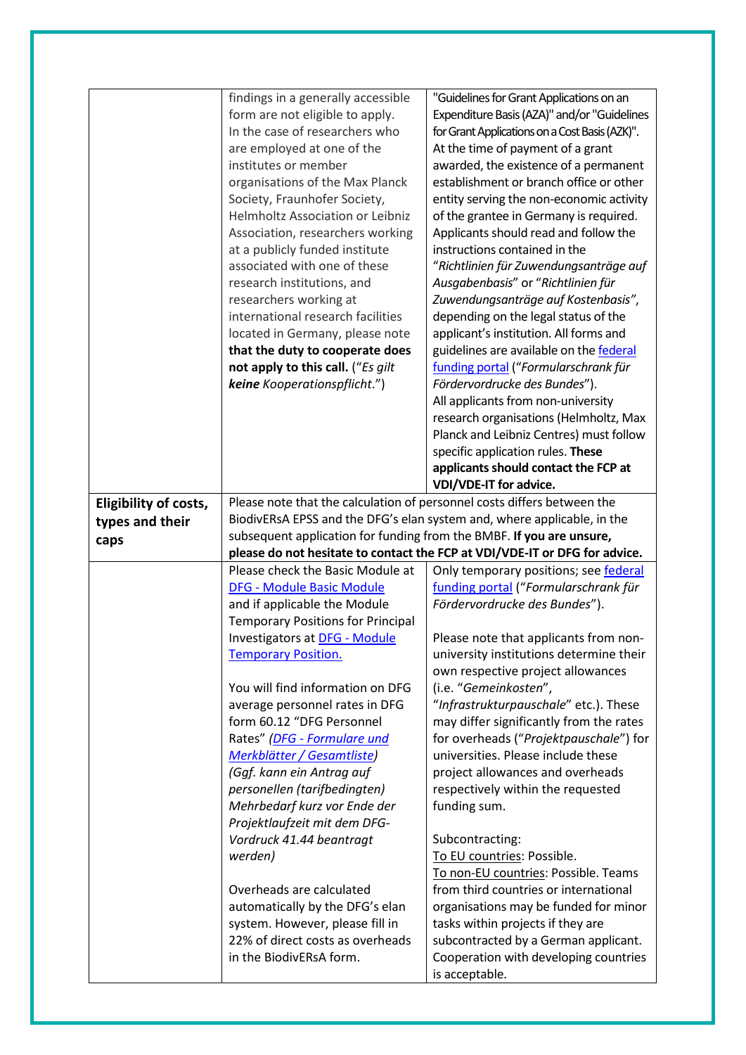| | | |
|---|---|---|
| | findings in a generally accessible form are not eligible to apply.<br>In the case of researchers who are employed at one of the institutes or member organisations of the Max Planck Society, Fraunhofer Society, Helmholtz Association or Leibniz Association, researchers working at a publicly funded institute associated with one of these research institutions, and researchers working at international research facilities located in Germany, please note **that the duty to cooperate does not apply to this call.** (“*Es gilt **keine** Kooperationspflicht.*”) | "Guidelines for Grant Applications on an Expenditure Basis (AZA)" and/or "Guidelines for Grant Applications on a Cost Basis (AZK)". At the time of payment of a grant awarded, the existence of a permanent establishment or branch office or other entity serving the non-economic activity of the grantee in Germany is required.<br>Applicants should read and follow the instructions contained in the “*Richtlinien für Zuwendungsanträge auf Ausgabenbasis*” or “*Richtlinien für Zuwendungsanträge auf Kostenbasis*”, depending on the legal status of the applicant’s institution. All forms and guidelines are available on the federal funding portal (“*Formularschrank für Fördervordrucke des Bundes*”).<br>All applicants from non-university research organisations (Helmholtz, Max Planck and Leibniz Centres) must follow specific application rules. **These applicants should contact the FCP at VDI/VDE-IT for advice.** |
| **Eligibility of costs, types and their caps** | Please note that the calculation of personnel costs differs between the BiodivERsA EPSS and the DFG’s elan system and, where applicable, in the subsequent application for funding from the BMBF. **If you are unsure, please do not hesitate to contact the FCP at VDI/VDE-IT or DFG for advice.** | |
| | Please check the Basic Module at DFG - Module Basic Module and if applicable the Module Temporary Positions for Principal Investigators at DFG - Module Temporary Position.<br><br>You will find information on DFG average personnel rates in DFG form 60.12 “DFG Personnel Rates” *(DFG - Formulare und Merkblätter / Gesamtliste)* *(Ggf. kann ein Antrag auf personellen (tarifbedingten) Mehrbedarf kurz vor Ende der Projektlaufzeit mit dem DFG-Vordruck 41.44 beantragt werden)*<br><br>Overheads are calculated automatically by the DFG’s elan system. However, please fill in 22% of direct costs as overheads in the BiodivERsA form. | Only temporary positions; see federal funding portal (“*Formularschrank für Fördervordrucke des Bundes*”).<br><br>Please note that applicants from non-university institutions determine their own respective project allowances (i.e. “*Gemeinkosten*”, “*Infrastrukturpauschale*” etc.). These may differ significantly from the rates for overheads (“*Projektpauschale*”) for universities. Please include these project allowances and overheads respectively within the requested funding sum.<br><br>Subcontracting:<br>To EU countries: Possible.<br>To non-EU countries: Possible. Teams from third countries or international organisations may be funded for minor tasks within projects if they are subcontracted by a German applicant. Cooperation with developing countries is acceptable. |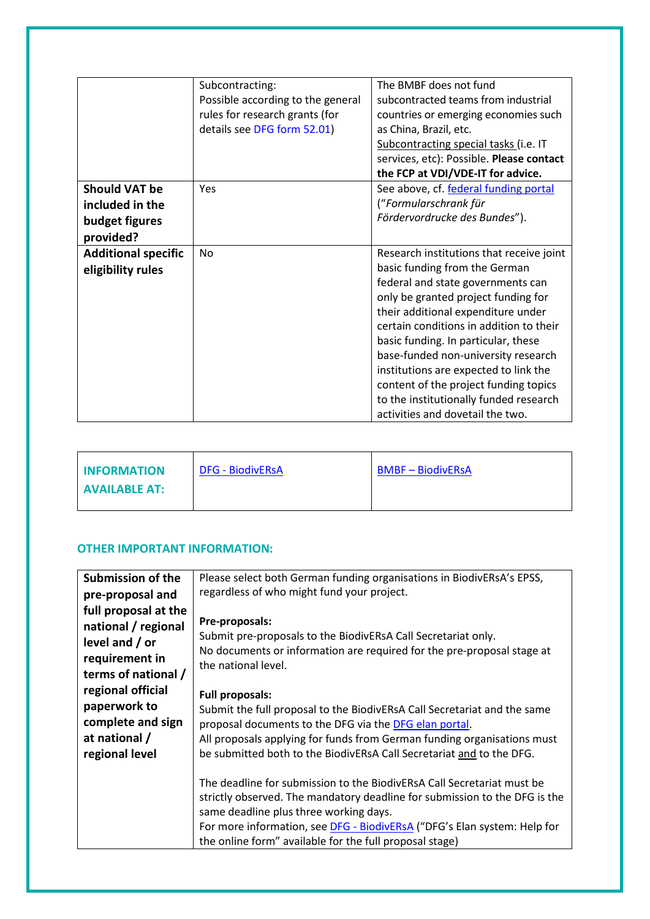| | | |
|---|---|---|
| | Subcontracting:<br>Possible according to the general rules for research grants (for details see DFG form 52.01) | The BMBF does not fund subcontracted teams from industrial countries or emerging economies such as China, Brazil, etc.<br>Subcontracting special tasks (i.e. IT services, etc): Possible. **Please contact the FCP at VDI/VDE-IT for advice.** |
| **Should VAT be included in the budget figures provided?** | Yes | See above, cf. federal funding portal (*"Formularschrank für Fördervordrucke des Bundes"*). |
| **Additional specific eligibility rules** | No | Research institutions that receive joint basic funding from the German federal and state governments can only be granted project funding for their additional expenditure under certain conditions in addition to their basic funding. In particular, these base-funded non-university research institutions are expected to link the content of the project funding topics to the institutionally funded research activities and dovetail the two. |

| | | |
|---|---|---|
| **INFORMATION AVAILABLE AT:** | DFG - BiodivERsA | BMBF – BiodivERsA |

## OTHER IMPORTANT INFORMATION:

| | |
|---|---|
| **Submission of the pre-proposal and full proposal at the national / regional level and / or requirement in terms of national / regional official paperwork to complete and sign at national / regional level** | Please select both German funding organisations in BiodivERsA's EPSS, regardless of who might fund your project.<br><br>**Pre-proposals:**<br>Submit pre-proposals to the BiodivERsA Call Secretariat only.<br>No documents or information are required for the pre-proposal stage at the national level.<br><br>**Full proposals:**<br>Submit the full proposal to the BiodivERsA Call Secretariat and the same proposal documents to the DFG via the DFG elan portal.<br>All proposals applying for funds from German funding organisations must be submitted both to the BiodivERsA Call Secretariat and to the DFG.<br><br>The deadline for submission to the BiodivERsA Call Secretariat must be strictly observed. The mandatory deadline for submission to the DFG is the same deadline plus three working days.<br>For more information, see DFG - BiodivERsA ("DFG's Elan system: Help for the online form" available for the full proposal stage) |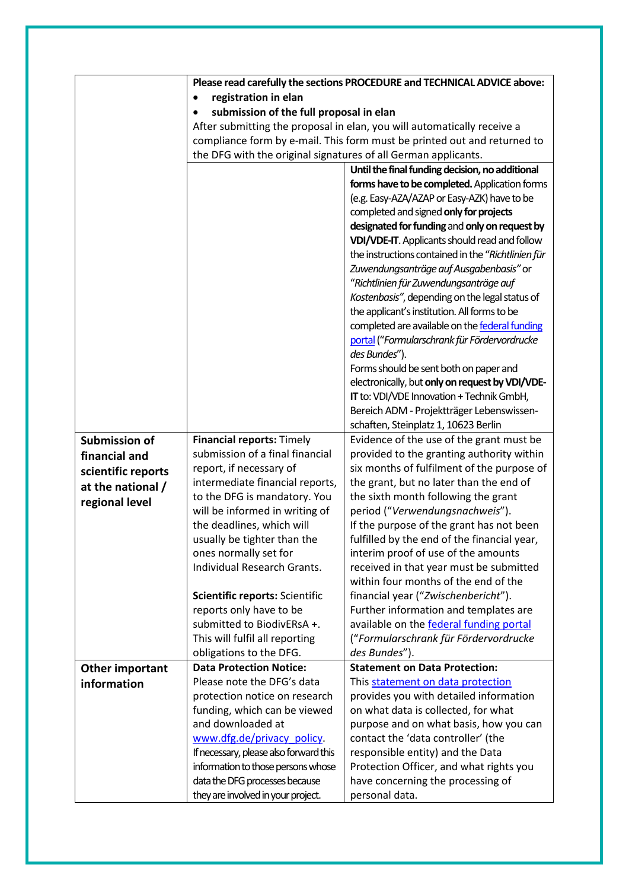| | | |
|---|---|---|
| | **Please read carefully the sections PROCEDURE and TECHNICAL ADVICE above:**<br>• **registration in elan**<br>• **submission of the full proposal in elan**<br>After submitting the proposal in elan, you will automatically receive a compliance form by e-mail. This form must be printed out and returned to the DFG with the original signatures of all German applicants. | |
| | | **Until the final funding decision, no additional forms have to be completed.** Application forms (e.g. Easy-AZA/AZAP or Easy-AZK) have to be completed and signed **only for projects designated for funding** and **only on request by VDI/VDE-IT**. Applicants should read and follow the instructions contained in the "*Richtlinien für Zuwendungsanträge auf Ausgabenbasis*" or "*Richtlinien für Zuwendungsanträge auf Kostenbasis*", depending on the legal status of the applicant's institution. All forms to be completed are available on the federal funding portal ("*Formularschrank für Fördervordrucke des Bundes*").<br>Forms should be sent both on paper and electronically, but **only on request by VDI/VDE-IT** to: VDI/VDE Innovation + Technik GmbH, Bereich ADM - Projektträger Lebenswissen-schaften, Steinplatz 1, 10623 Berlin |
| **Submission of financial and scientific reports at the national / regional level** | **Financial reports:** Timely submission of a final financial report, if necessary of intermediate financial reports, to the DFG is mandatory. You will be informed in writing of the deadlines, which will usually be tighter than the ones normally set for Individual Research Grants.<br><br>**Scientific reports:** Scientific reports only have to be submitted to BiodivERsA +. This will fulfil all reporting obligations to the DFG. | Evidence of the use of the grant must be provided to the granting authority within six months of fulfilment of the purpose of the grant, but no later than the end of the sixth month following the grant period ("*Verwendungsnachweis*").<br>If the purpose of the grant has not been fulfilled by the end of the financial year, interim proof of use of the amounts received in that year must be submitted within four months of the end of the financial year ("*Zwischenbericht*").<br>Further information and templates are available on the federal funding portal ("*Formularschrank für Fördervordrucke des Bundes*"). |
| **Other important information** | **Data Protection Notice:**<br>Please note the DFG's data protection notice on research funding, which can be viewed and downloaded at www.dfg.de/privacy_policy.<br>If necessary, please also forward this information to those persons whose data the DFG processes because they are involved in your project. | **Statement on Data Protection:**<br>This statement on data protection provides you with detailed information on what data is collected, for what purpose and on what basis, how you can contact the 'data controller' (the responsible entity) and the Data Protection Officer, and what rights you have concerning the processing of personal data. |